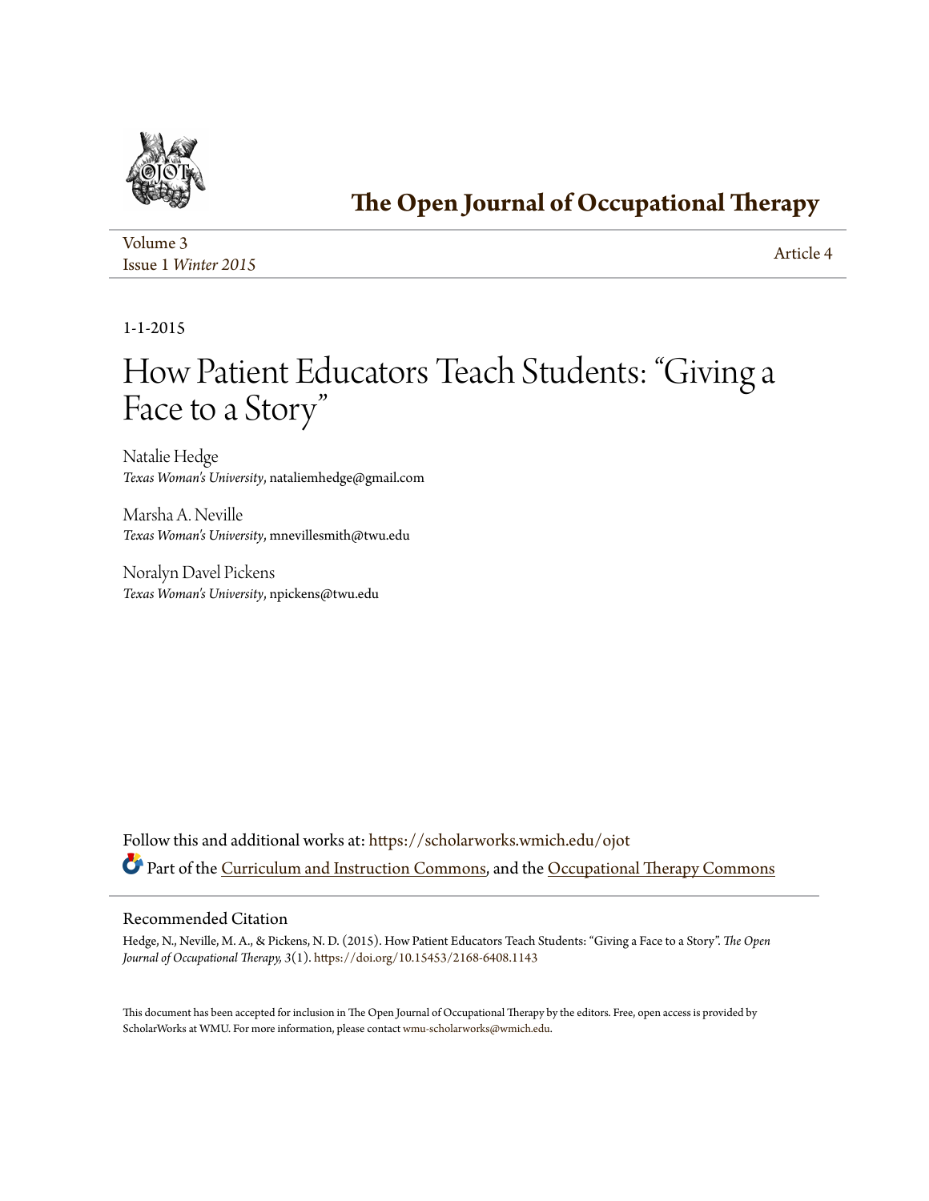# The Open Journal of Occupational Therapy

Volume 3
Issue 1 *Winter 2015*

Article 4

1-1-2015

# How Patient Educators Teach Students: "Giving a Face to a Story"

Natalie Hedge
*Texas Woman's University*, nataliemhedge@gmail.com

Marsha A. Neville
*Texas Woman's University*, mnevillesmith@twu.edu

Noralyn Davel Pickens
*Texas Woman's University*, npickens@twu.edu

Follow this and additional works at: https://scholarworks.wmich.edu/ojot

Part of the Curriculum and Instruction Commons, and the Occupational Therapy Commons

## Recommended Citation

Hedge, N., Neville, M. A., & Pickens, N. D. (2015). How Patient Educators Teach Students: "Giving a Face to a Story". *The Open Journal of Occupational Therapy, 3*(1). https://doi.org/10.15453/2168-6408.1143

This document has been accepted for inclusion in The Open Journal of Occupational Therapy by the editors. Free, open access is provided by ScholarWorks at WMU. For more information, please contact wmu-scholarworks@wmich.edu.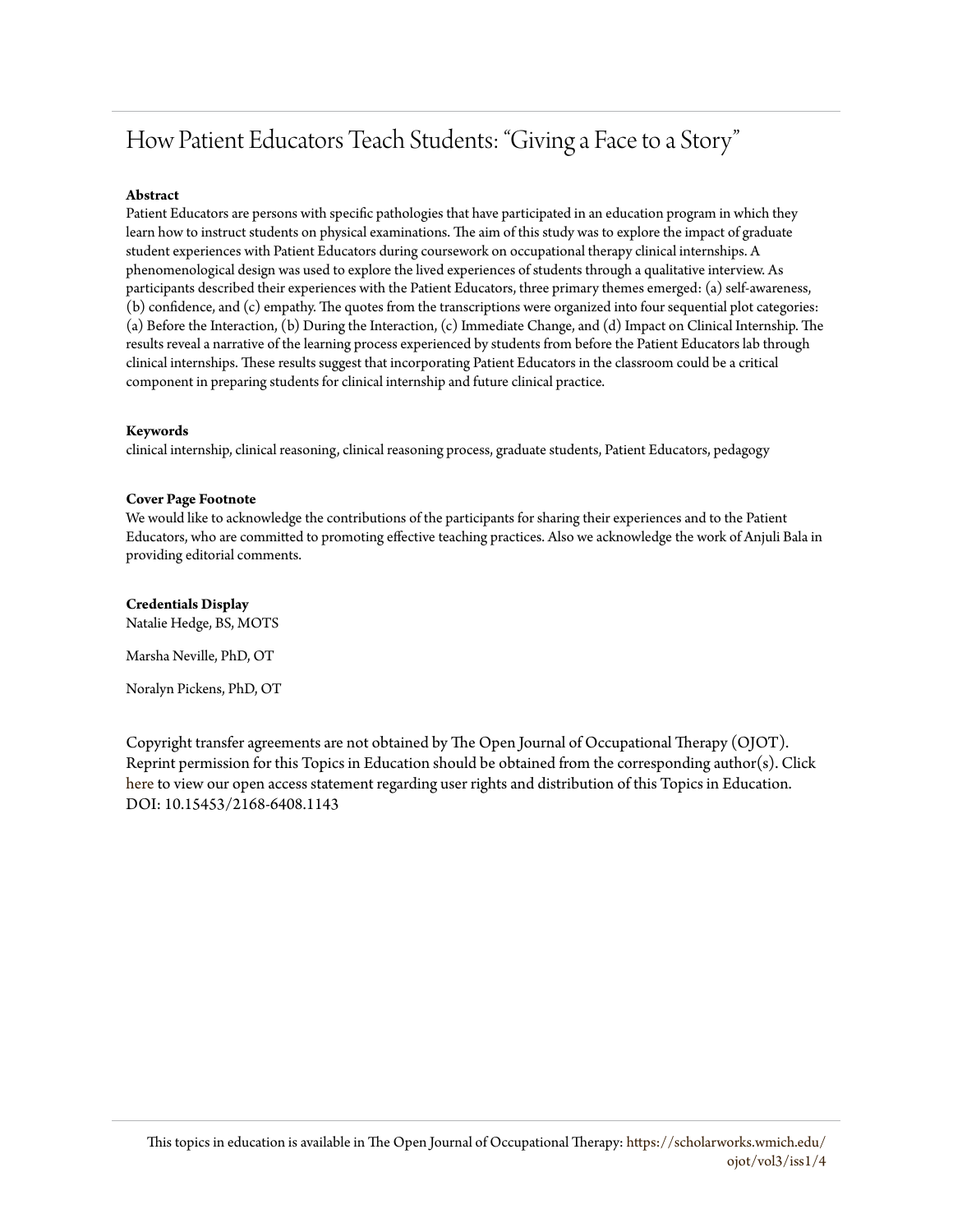# How Patient Educators Teach Students: "Giving a Face to a Story"

**Abstract**

Patient Educators are persons with specific pathologies that have participated in an education program in which they learn how to instruct students on physical examinations. The aim of this study was to explore the impact of graduate student experiences with Patient Educators during coursework on occupational therapy clinical internships. A phenomenological design was used to explore the lived experiences of students through a qualitative interview. As participants described their experiences with the Patient Educators, three primary themes emerged: (a) self-awareness, (b) confidence, and (c) empathy. The quotes from the transcriptions were organized into four sequential plot categories: (a) Before the Interaction, (b) During the Interaction, (c) Immediate Change, and (d) Impact on Clinical Internship. The results reveal a narrative of the learning process experienced by students from before the Patient Educators lab through clinical internships. These results suggest that incorporating Patient Educators in the classroom could be a critical component in preparing students for clinical internship and future clinical practice.

**Keywords**

clinical internship, clinical reasoning, clinical reasoning process, graduate students, Patient Educators, pedagogy

**Cover Page Footnote**

We would like to acknowledge the contributions of the participants for sharing their experiences and to the Patient Educators, who are committed to promoting effective teaching practices. Also we acknowledge the work of Anjuli Bala in providing editorial comments.

**Credentials Display**

Natalie Hedge, BS, MOTS

Marsha Neville, PhD, OT

Noralyn Pickens, PhD, OT

Copyright transfer agreements are not obtained by The Open Journal of Occupational Therapy (OJOT). Reprint permission for this Topics in Education should be obtained from the corresponding author(s). Click here to view our open access statement regarding user rights and distribution of this Topics in Education.
DOI: 10.15453/2168-6408.1143

This topics in education is available in The Open Journal of Occupational Therapy: https://scholarworks.wmich.edu/ojot/vol3/iss1/4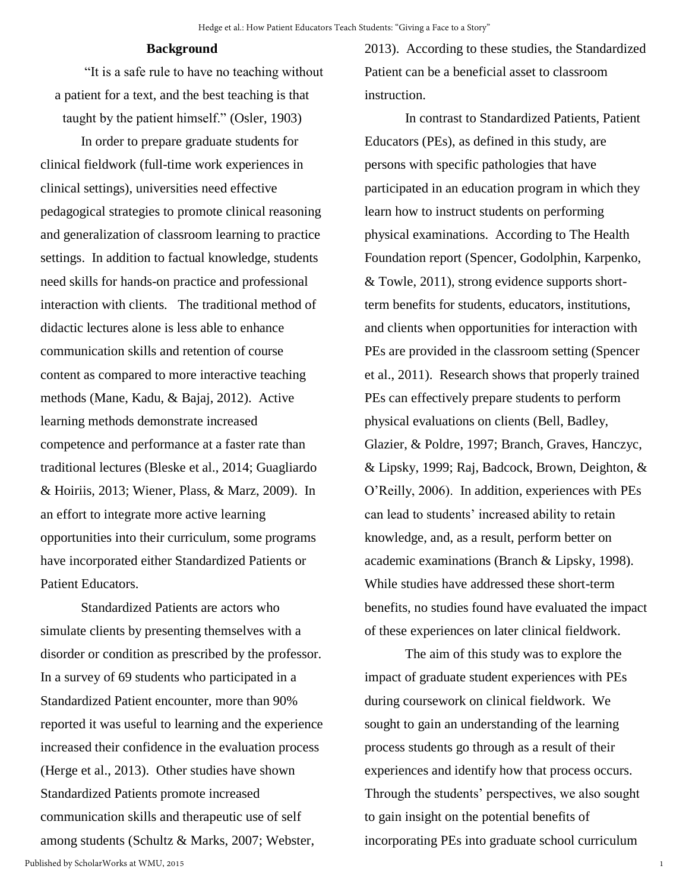## Background

"It is a safe rule to have no teaching without a patient for a text, and the best teaching is that taught by the patient himself." (Osler, 1903)

In order to prepare graduate students for clinical fieldwork (full-time work experiences in clinical settings), universities need effective pedagogical strategies to promote clinical reasoning and generalization of classroom learning to practice settings. In addition to factual knowledge, students need skills for hands-on practice and professional interaction with clients. The traditional method of didactic lectures alone is less able to enhance communication skills and retention of course content as compared to more interactive teaching methods (Mane, Kadu, & Bajaj, 2012). Active learning methods demonstrate increased competence and performance at a faster rate than traditional lectures (Bleske et al., 2014; Guagliardo & Hoiriis, 2013; Wiener, Plass, & Marz, 2009). In an effort to integrate more active learning opportunities into their curriculum, some programs have incorporated either Standardized Patients or Patient Educators.

Standardized Patients are actors who simulate clients by presenting themselves with a disorder or condition as prescribed by the professor. In a survey of 69 students who participated in a Standardized Patient encounter, more than 90% reported it was useful to learning and the experience increased their confidence in the evaluation process (Herge et al., 2013). Other studies have shown Standardized Patients promote increased communication skills and therapeutic use of self among students (Schultz & Marks, 2007; Webster, 2013). According to these studies, the Standardized Patient can be a beneficial asset to classroom instruction.

In contrast to Standardized Patients, Patient Educators (PEs), as defined in this study, are persons with specific pathologies that have participated in an education program in which they learn how to instruct students on performing physical examinations. According to The Health Foundation report (Spencer, Godolphin, Karpenko, & Towle, 2011), strong evidence supports short-term benefits for students, educators, institutions, and clients when opportunities for interaction with PEs are provided in the classroom setting (Spencer et al., 2011). Research shows that properly trained PEs can effectively prepare students to perform physical evaluations on clients (Bell, Badley, Glazier, & Poldre, 1997; Branch, Graves, Hanczyc, & Lipsky, 1999; Raj, Badcock, Brown, Deighton, & O'Reilly, 2006). In addition, experiences with PEs can lead to students' increased ability to retain knowledge, and, as a result, perform better on academic examinations (Branch & Lipsky, 1998). While studies have addressed these short-term benefits, no studies found have evaluated the impact of these experiences on later clinical fieldwork.

The aim of this study was to explore the impact of graduate student experiences with PEs during coursework on clinical fieldwork. We sought to gain an understanding of the learning process students go through as a result of their experiences and identify how that process occurs. Through the students' perspectives, we also sought to gain insight on the potential benefits of incorporating PEs into graduate school curriculum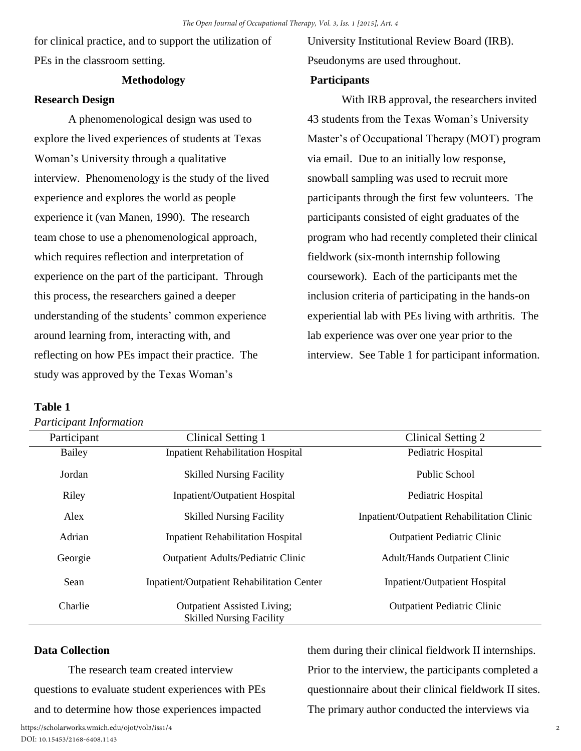for clinical practice, and to support the utilization of PEs in the classroom setting.

## Methodology

### Research Design

A phenomenological design was used to explore the lived experiences of students at Texas Woman's University through a qualitative interview. Phenomenology is the study of the lived experience and explores the world as people experience it (van Manen, 1990). The research team chose to use a phenomenological approach, which requires reflection and interpretation of experience on the part of the participant. Through this process, the researchers gained a deeper understanding of the students' common experience around learning from, interacting with, and reflecting on how PEs impact their practice. The study was approved by the Texas Woman's University Institutional Review Board (IRB). Pseudonyms are used throughout.

### Participants

With IRB approval, the researchers invited 43 students from the Texas Woman's University Master's of Occupational Therapy (MOT) program via email. Due to an initially low response, snowball sampling was used to recruit more participants through the first few volunteers. The participants consisted of eight graduates of the program who had recently completed their clinical fieldwork (six-month internship following coursework). Each of the participants met the inclusion criteria of participating in the hands-on experiential lab with PEs living with arthritis. The lab experience was over one year prior to the interview. See Table 1 for participant information.

**Table 1**

*Participant Information*

| Participant | Clinical Setting 1 | Clinical Setting 2 |
|---|---|---|
| Bailey | Inpatient Rehabilitation Hospital | Pediatric Hospital |
| Jordan | Skilled Nursing Facility | Public School |
| Riley | Inpatient/Outpatient Hospital | Pediatric Hospital |
| Alex | Skilled Nursing Facility | Inpatient/Outpatient Rehabilitation Clinic |
| Adrian | Inpatient Rehabilitation Hospital | Outpatient Pediatric Clinic |
| Georgie | Outpatient Adults/Pediatric Clinic | Adult/Hands Outpatient Clinic |
| Sean | Inpatient/Outpatient Rehabilitation Center | Inpatient/Outpatient Hospital |
| Charlie | Outpatient Assisted Living; Skilled Nursing Facility | Outpatient Pediatric Clinic |

### Data Collection

The research team created interview questions to evaluate student experiences with PEs and to determine how those experiences impacted them during their clinical fieldwork II internships. Prior to the interview, the participants completed a questionnaire about their clinical fieldwork II sites. The primary author conducted the interviews via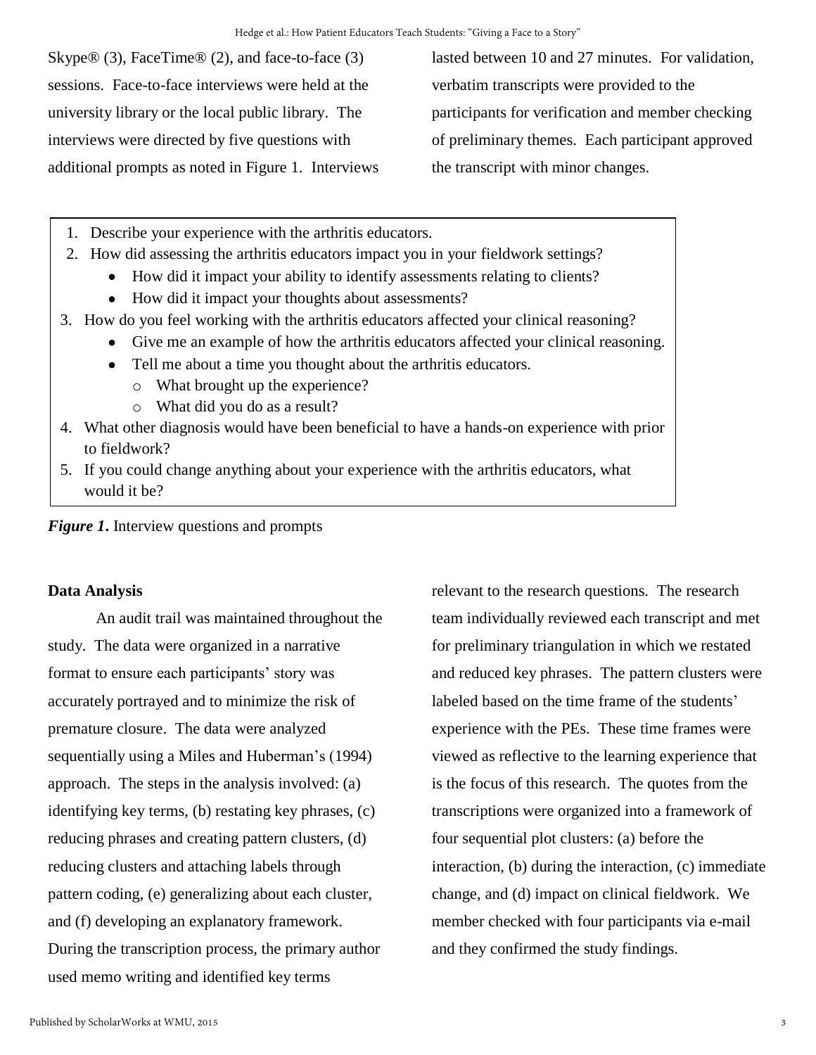Skype® (3), FaceTime® (2), and face-to-face (3) sessions. Face-to-face interviews were held at the university library or the local public library. The interviews were directed by five questions with additional prompts as noted in Figure 1. Interviews lasted between 10 and 27 minutes. For validation, verbatim transcripts were provided to the participants for verification and member checking of preliminary themes. Each participant approved the transcript with minor changes.

1. Describe your experience with the arthritis educators.
2. How did assessing the arthritis educators impact you in your fieldwork settings?
    - How did it impact your ability to identify assessments relating to clients?
    - How did it impact your thoughts about assessments?
3. How do you feel working with the arthritis educators affected your clinical reasoning?
    - Give me an example of how the arthritis educators affected your clinical reasoning.
    - Tell me about a time you thought about the arthritis educators.
        - What brought up the experience?
        - What did you do as a result?
4. What other diagnosis would have been beneficial to have a hands-on experience with prior to fieldwork?
5. If you could change anything about your experience with the arthritis educators, what would it be?

***Figure 1.*** Interview questions and prompts

**Data Analysis**

An audit trail was maintained throughout the study. The data were organized in a narrative format to ensure each participants' story was accurately portrayed and to minimize the risk of premature closure. The data were analyzed sequentially using a Miles and Huberman's (1994) approach. The steps in the analysis involved: (a) identifying key terms, (b) restating key phrases, (c) reducing phrases and creating pattern clusters, (d) reducing clusters and attaching labels through pattern coding, (e) generalizing about each cluster, and (f) developing an explanatory framework. During the transcription process, the primary author used memo writing and identified key terms relevant to the research questions. The research team individually reviewed each transcript and met for preliminary triangulation in which we restated and reduced key phrases. The pattern clusters were labeled based on the time frame of the students' experience with the PEs. These time frames were viewed as reflective to the learning experience that is the focus of this research. The quotes from the transcriptions were organized into a framework of four sequential plot clusters: (a) before the interaction, (b) during the interaction, (c) immediate change, and (d) impact on clinical fieldwork. We member checked with four participants via e-mail and they confirmed the study findings.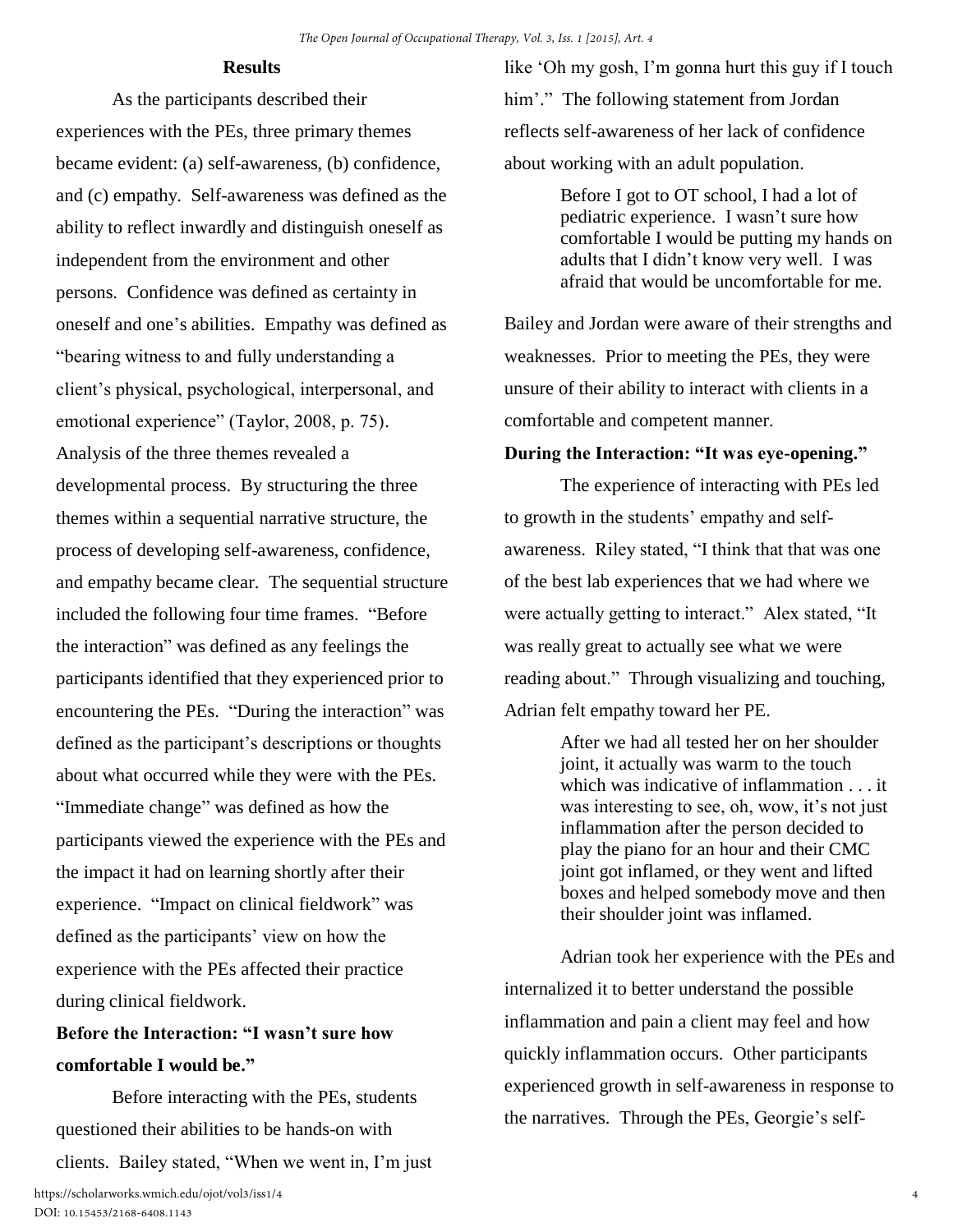## Results

As the participants described their experiences with the PEs, three primary themes became evident: (a) self-awareness, (b) confidence, and (c) empathy. Self-awareness was defined as the ability to reflect inwardly and distinguish oneself as independent from the environment and other persons. Confidence was defined as certainty in oneself and one's abilities. Empathy was defined as "bearing witness to and fully understanding a client's physical, psychological, interpersonal, and emotional experience" (Taylor, 2008, p. 75). Analysis of the three themes revealed a developmental process. By structuring the three themes within a sequential narrative structure, the process of developing self-awareness, confidence, and empathy became clear. The sequential structure included the following four time frames. "Before the interaction" was defined as any feelings the participants identified that they experienced prior to encountering the PEs. "During the interaction" was defined as the participant's descriptions or thoughts about what occurred while they were with the PEs. "Immediate change" was defined as how the participants viewed the experience with the PEs and the impact it had on learning shortly after their experience. "Impact on clinical fieldwork" was defined as the participants' view on how the experience with the PEs affected their practice during clinical fieldwork.

### Before the Interaction: "I wasn't sure how comfortable I would be."

Before interacting with the PEs, students questioned their abilities to be hands-on with clients. Bailey stated, "When we went in, I'm just like 'Oh my gosh, I'm gonna hurt this guy if I touch him'." The following statement from Jordan reflects self-awareness of her lack of confidence about working with an adult population.

> Before I got to OT school, I had a lot of pediatric experience. I wasn't sure how comfortable I would be putting my hands on adults that I didn't know very well. I was afraid that would be uncomfortable for me.

Bailey and Jordan were aware of their strengths and weaknesses. Prior to meeting the PEs, they were unsure of their ability to interact with clients in a comfortable and competent manner.

### During the Interaction: "It was eye-opening."

The experience of interacting with PEs led to growth in the students' empathy and self-awareness. Riley stated, "I think that that was one of the best lab experiences that we had where we were actually getting to interact." Alex stated, "It was really great to actually see what we were reading about." Through visualizing and touching, Adrian felt empathy toward her PE.

> After we had all tested her on her shoulder joint, it actually was warm to the touch which was indicative of inflammation . . . it was interesting to see, oh, wow, it's not just inflammation after the person decided to play the piano for an hour and their CMC joint got inflamed, or they went and lifted boxes and helped somebody move and then their shoulder joint was inflamed.

Adrian took her experience with the PEs and internalized it to better understand the possible inflammation and pain a client may feel and how quickly inflammation occurs. Other participants experienced growth in self-awareness in response to the narratives. Through the PEs, Georgie's self-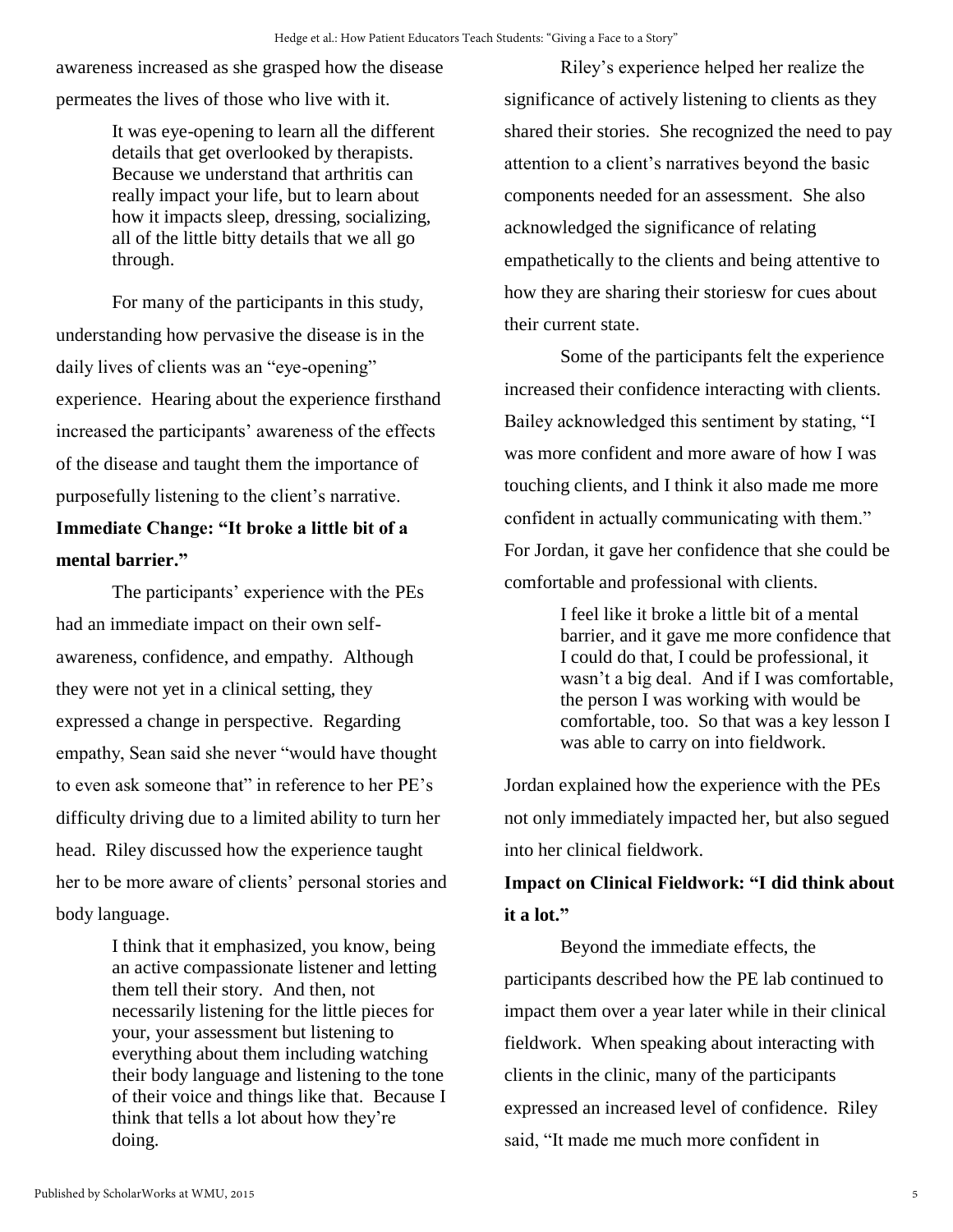awareness increased as she grasped how the disease permeates the lives of those who live with it.

> It was eye-opening to learn all the different details that get overlooked by therapists. Because we understand that arthritis can really impact your life, but to learn about how it impacts sleep, dressing, socializing, all of the little bitty details that we all go through.

For many of the participants in this study, understanding how pervasive the disease is in the daily lives of clients was an "eye-opening" experience. Hearing about the experience firsthand increased the participants' awareness of the effects of the disease and taught them the importance of purposefully listening to the client's narrative.

**Immediate Change: "It broke a little bit of a mental barrier."**

The participants' experience with the PEs had an immediate impact on their own self-awareness, confidence, and empathy. Although they were not yet in a clinical setting, they expressed a change in perspective. Regarding empathy, Sean said she never "would have thought to even ask someone that" in reference to her PE's difficulty driving due to a limited ability to turn her head. Riley discussed how the experience taught her to be more aware of clients' personal stories and body language.

> I think that it emphasized, you know, being an active compassionate listener and letting them tell their story. And then, not necessarily listening for the little pieces for your, your assessment but listening to everything about them including watching their body language and listening to the tone of their voice and things like that. Because I think that tells a lot about how they're doing.

Riley's experience helped her realize the significance of actively listening to clients as they shared their stories. She recognized the need to pay attention to a client's narratives beyond the basic components needed for an assessment. She also acknowledged the significance of relating empathetically to the clients and being attentive to how they are sharing their storiesw for cues about their current state.

Some of the participants felt the experience increased their confidence interacting with clients. Bailey acknowledged this sentiment by stating, "I was more confident and more aware of how I was touching clients, and I think it also made me more confident in actually communicating with them." For Jordan, it gave her confidence that she could be comfortable and professional with clients.

> I feel like it broke a little bit of a mental barrier, and it gave me more confidence that I could do that, I could be professional, it wasn't a big deal. And if I was comfortable, the person I was working with would be comfortable, too. So that was a key lesson I was able to carry on into fieldwork.

Jordan explained how the experience with the PEs not only immediately impacted her, but also segued into her clinical fieldwork.

**Impact on Clinical Fieldwork: "I did think about it a lot."**

Beyond the immediate effects, the participants described how the PE lab continued to impact them over a year later while in their clinical fieldwork. When speaking about interacting with clients in the clinic, many of the participants expressed an increased level of confidence. Riley said, "It made me much more confident in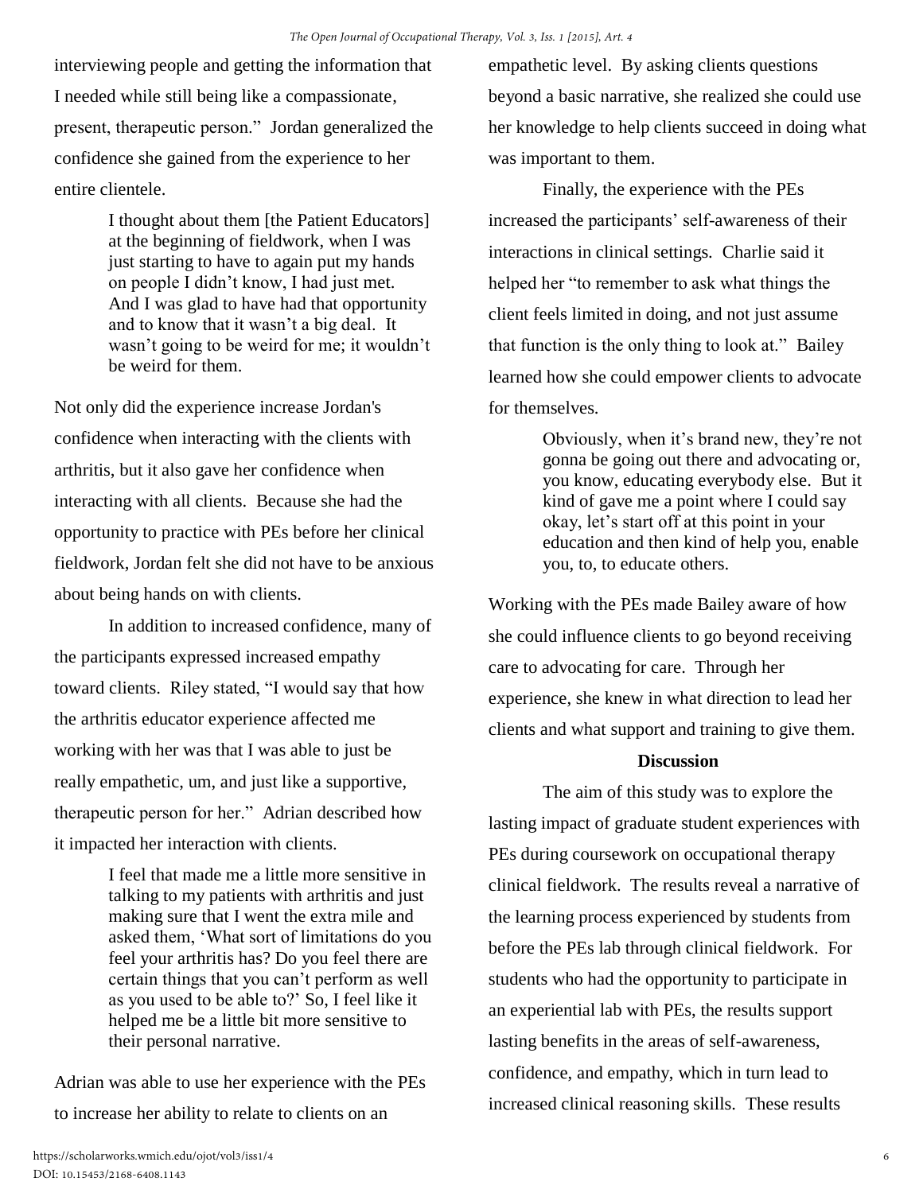interviewing people and getting the information that I needed while still being like a compassionate, present, therapeutic person." Jordan generalized the confidence she gained from the experience to her entire clientele.

> I thought about them [the Patient Educators] at the beginning of fieldwork, when I was just starting to have to again put my hands on people I didn't know, I had just met. And I was glad to have had that opportunity and to know that it wasn't a big deal. It wasn't going to be weird for me; it wouldn't be weird for them.

Not only did the experience increase Jordan's confidence when interacting with the clients with arthritis, but it also gave her confidence when interacting with all clients. Because she had the opportunity to practice with PEs before her clinical fieldwork, Jordan felt she did not have to be anxious about being hands on with clients.

In addition to increased confidence, many of the participants expressed increased empathy toward clients. Riley stated, "I would say that how the arthritis educator experience affected me working with her was that I was able to just be really empathetic, um, and just like a supportive, therapeutic person for her." Adrian described how it impacted her interaction with clients.

> I feel that made me a little more sensitive in talking to my patients with arthritis and just making sure that I went the extra mile and asked them, 'What sort of limitations do you feel your arthritis has? Do you feel there are certain things that you can't perform as well as you used to be able to?' So, I feel like it helped me be a little bit more sensitive to their personal narrative.

Adrian was able to use her experience with the PEs to increase her ability to relate to clients on an empathetic level. By asking clients questions beyond a basic narrative, she realized she could use her knowledge to help clients succeed in doing what was important to them.

Finally, the experience with the PEs increased the participants' self-awareness of their interactions in clinical settings. Charlie said it helped her "to remember to ask what things the client feels limited in doing, and not just assume that function is the only thing to look at." Bailey learned how she could empower clients to advocate for themselves.

> Obviously, when it's brand new, they're not gonna be going out there and advocating or, you know, educating everybody else. But it kind of gave me a point where I could say okay, let's start off at this point in your education and then kind of help you, enable you, to, to educate others.

Working with the PEs made Bailey aware of how she could influence clients to go beyond receiving care to advocating for care. Through her experience, she knew in what direction to lead her clients and what support and training to give them.

## Discussion

The aim of this study was to explore the lasting impact of graduate student experiences with PEs during coursework on occupational therapy clinical fieldwork. The results reveal a narrative of the learning process experienced by students from before the PEs lab through clinical fieldwork. For students who had the opportunity to participate in an experiential lab with PEs, the results support lasting benefits in the areas of self-awareness, confidence, and empathy, which in turn lead to increased clinical reasoning skills. These results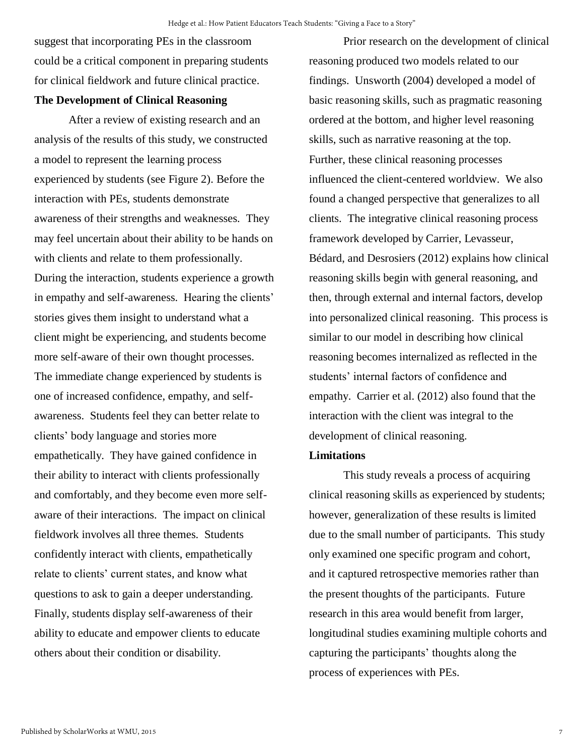suggest that incorporating PEs in the classroom could be a critical component in preparing students for clinical fieldwork and future clinical practice.

**The Development of Clinical Reasoning**

After a review of existing research and an analysis of the results of this study, we constructed a model to represent the learning process experienced by students (see Figure 2). Before the interaction with PEs, students demonstrate awareness of their strengths and weaknesses. They may feel uncertain about their ability to be hands on with clients and relate to them professionally. During the interaction, students experience a growth in empathy and self-awareness. Hearing the clients' stories gives them insight to understand what a client might be experiencing, and students become more self-aware of their own thought processes. The immediate change experienced by students is one of increased confidence, empathy, and self-awareness. Students feel they can better relate to clients' body language and stories more empathetically. They have gained confidence in their ability to interact with clients professionally and comfortably, and they become even more self-aware of their interactions. The impact on clinical fieldwork involves all three themes. Students confidently interact with clients, empathetically relate to clients' current states, and know what questions to ask to gain a deeper understanding. Finally, students display self-awareness of their ability to educate and empower clients to educate others about their condition or disability.

Prior research on the development of clinical reasoning produced two models related to our findings. Unsworth (2004) developed a model of basic reasoning skills, such as pragmatic reasoning ordered at the bottom, and higher level reasoning skills, such as narrative reasoning at the top. Further, these clinical reasoning processes influenced the client-centered worldview. We also found a changed perspective that generalizes to all clients. The integrative clinical reasoning process framework developed by Carrier, Levasseur, Bédard, and Desrosiers (2012) explains how clinical reasoning skills begin with general reasoning, and then, through external and internal factors, develop into personalized clinical reasoning. This process is similar to our model in describing how clinical reasoning becomes internalized as reflected in the students' internal factors of confidence and empathy. Carrier et al. (2012) also found that the interaction with the client was integral to the development of clinical reasoning.

**Limitations**

This study reveals a process of acquiring clinical reasoning skills as experienced by students; however, generalization of these results is limited due to the small number of participants. This study only examined one specific program and cohort, and it captured retrospective memories rather than the present thoughts of the participants. Future research in this area would benefit from larger, longitudinal studies examining multiple cohorts and capturing the participants' thoughts along the process of experiences with PEs.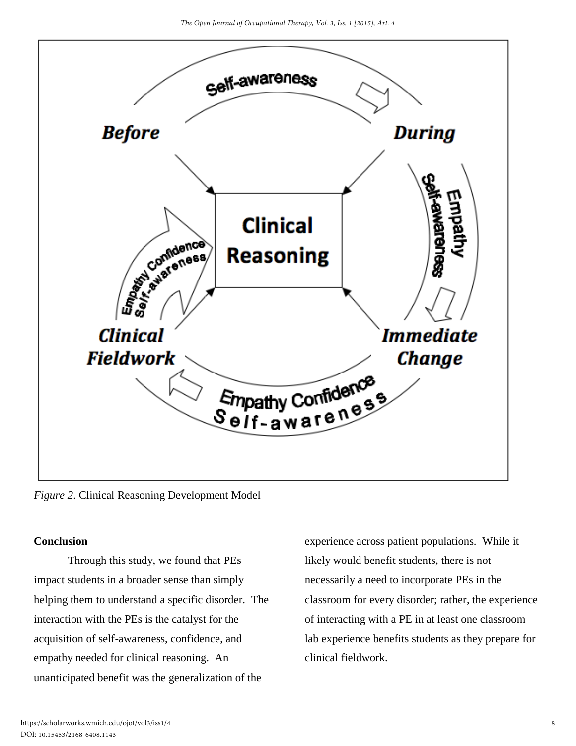*Figure 2*. Clinical Reasoning Development Model

## Conclusion

Through this study, we found that PEs impact students in a broader sense than simply helping them to understand a specific disorder. The interaction with the PEs is the catalyst for the acquisition of self-awareness, confidence, and empathy needed for clinical reasoning. An unanticipated benefit was the generalization of the experience across patient populations. While it likely would benefit students, there is not necessarily a need to incorporate PEs in the classroom for every disorder; rather, the experience of interacting with a PE in at least one classroom lab experience benefits students as they prepare for clinical fieldwork.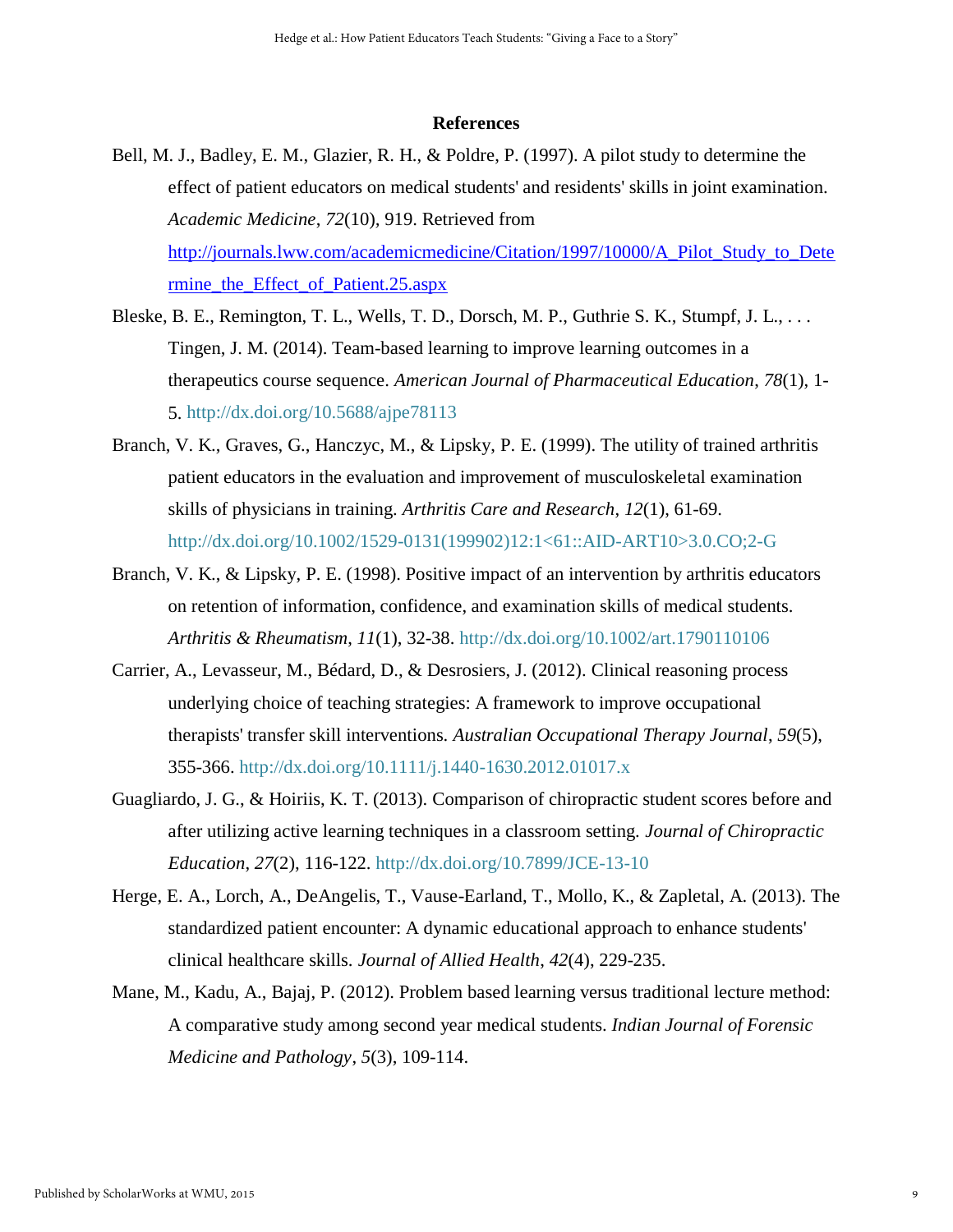## References

Bell, M. J., Badley, E. M., Glazier, R. H., & Poldre, P. (1997). A pilot study to determine the effect of patient educators on medical students' and residents' skills in joint examination. *Academic Medicine*, *72*(10), 919. Retrieved from http://journals.lww.com/academicmedicine/Citation/1997/10000/A_Pilot_Study_to_Determine_the_Effect_of_Patient.25.aspx

Bleske, B. E., Remington, T. L., Wells, T. D., Dorsch, M. P., Guthrie S. K., Stumpf, J. L., . . . Tingen, J. M. (2014). Team-based learning to improve learning outcomes in a therapeutics course sequence. *American Journal of Pharmaceutical Education*, *78*(1), 1-5. http://dx.doi.org/10.5688/ajpe78113

Branch, V. K., Graves, G., Hanczyc, M., & Lipsky, P. E. (1999). The utility of trained arthritis patient educators in the evaluation and improvement of musculoskeletal examination skills of physicians in training. *Arthritis Care and Research*, *12*(1), 61-69. http://dx.doi.org/10.1002/1529-0131(199902)12:1<61::AID-ART10>3.0.CO;2-G

Branch, V. K., & Lipsky, P. E. (1998). Positive impact of an intervention by arthritis educators on retention of information, confidence, and examination skills of medical students. *Arthritis & Rheumatism*, *11*(1), 32-38. http://dx.doi.org/10.1002/art.1790110106

Carrier, A., Levasseur, M., Bédard, D., & Desrosiers, J. (2012). Clinical reasoning process underlying choice of teaching strategies: A framework to improve occupational therapists' transfer skill interventions. *Australian Occupational Therapy Journal*, *59*(5), 355-366. http://dx.doi.org/10.1111/j.1440-1630.2012.01017.x

Guagliardo, J. G., & Hoiriis, K. T. (2013). Comparison of chiropractic student scores before and after utilizing active learning techniques in a classroom setting. *Journal of Chiropractic Education*, *27*(2), 116-122. http://dx.doi.org/10.7899/JCE-13-10

Herge, E. A., Lorch, A., DeAngelis, T., Vause-Earland, T., Mollo, K., & Zapletal, A. (2013). The standardized patient encounter: A dynamic educational approach to enhance students' clinical healthcare skills. *Journal of Allied Health*, *42*(4), 229-235.

Mane, M., Kadu, A., Bajaj, P. (2012). Problem based learning versus traditional lecture method: A comparative study among second year medical students. *Indian Journal of Forensic Medicine and Pathology*, *5*(3), 109-114.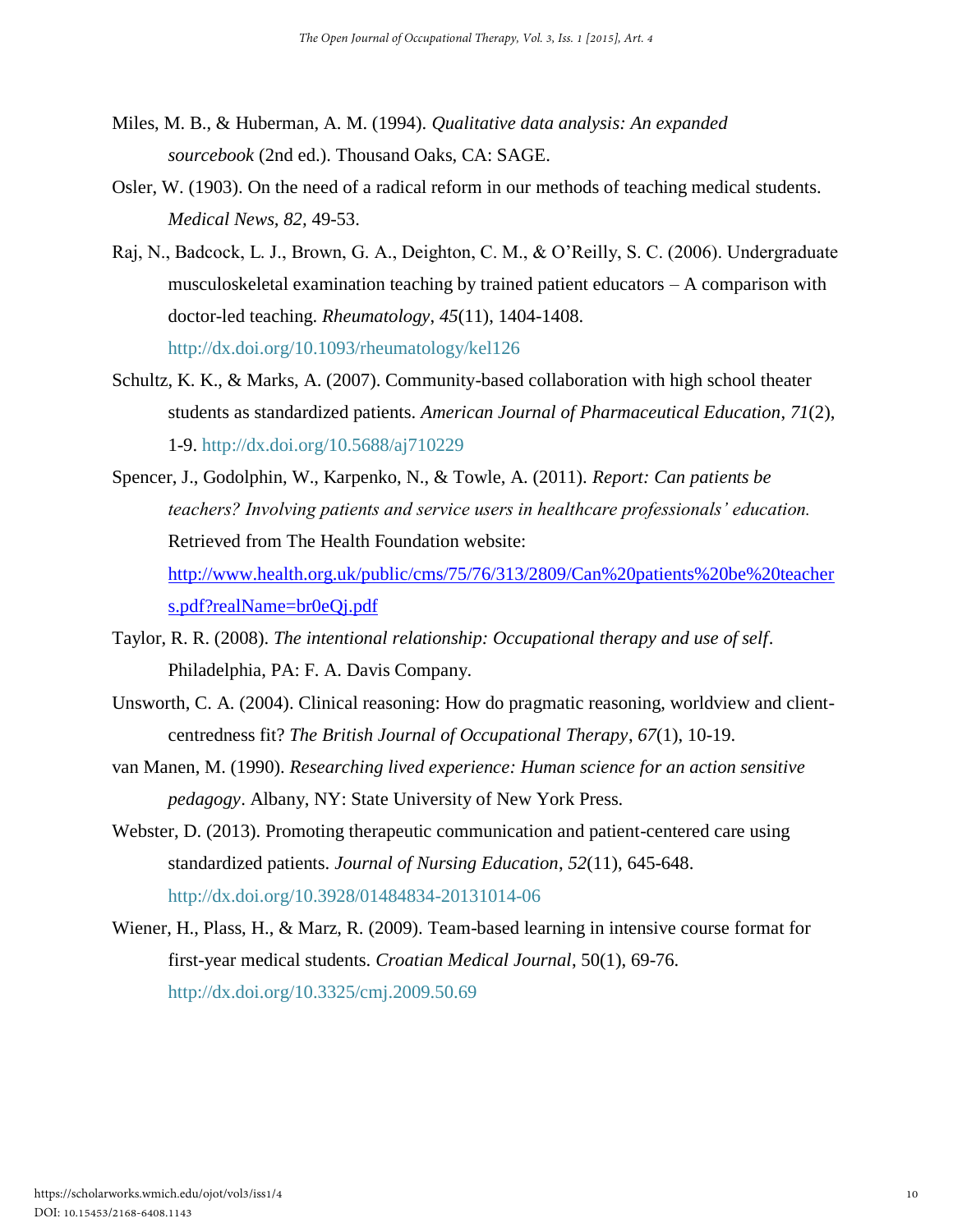Miles, M. B., & Huberman, A. M. (1994). *Qualitative data analysis: An expanded sourcebook* (2nd ed.). Thousand Oaks, CA: SAGE.

Osler, W. (1903). On the need of a radical reform in our methods of teaching medical students. *Medical News, 82,* 49-53.

Raj, N., Badcock, L. J., Brown, G. A., Deighton, C. M., & O'Reilly, S. C. (2006). Undergraduate musculoskeletal examination teaching by trained patient educators – A comparison with doctor-led teaching. *Rheumatology, 45*(11), 1404-1408. http://dx.doi.org/10.1093/rheumatology/kel126

Schultz, K. K., & Marks, A. (2007). Community-based collaboration with high school theater students as standardized patients. *American Journal of Pharmaceutical Education*, *71*(2), 1-9. http://dx.doi.org/10.5688/aj710229

Spencer, J., Godolphin, W., Karpenko, N., & Towle, A. (2011). *Report: Can patients be teachers? Involving patients and service users in healthcare professionals' education.* Retrieved from The Health Foundation website: http://www.health.org.uk/public/cms/75/76/313/2809/Can%20patients%20be%20teachers.pdf?realName=br0eQj.pdf

Taylor, R. R. (2008). *The intentional relationship: Occupational therapy and use of self*. Philadelphia, PA: F. A. Davis Company.

Unsworth, C. A. (2004). Clinical reasoning: How do pragmatic reasoning, worldview and client-centredness fit? *The British Journal of Occupational Therapy*, *67*(1), 10-19.

van Manen, M. (1990). *Researching lived experience: Human science for an action sensitive pedagogy*. Albany, NY: State University of New York Press.

Webster, D. (2013). Promoting therapeutic communication and patient-centered care using standardized patients. *Journal of Nursing Education*, *52*(11), 645-648. http://dx.doi.org/10.3928/01484834-20131014-06

Wiener, H., Plass, H., & Marz, R. (2009). Team-based learning in intensive course format for first-year medical students. *Croatian Medical Journal*, 50(1), 69-76. http://dx.doi.org/10.3325/cmj.2009.50.69